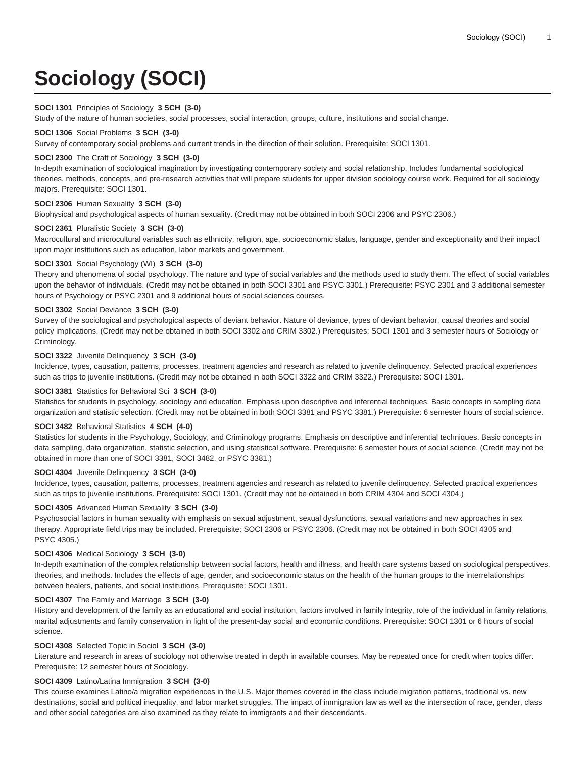# Sociology (SOCI)

**SOCI 1301** Principles of Sociology **3 SCH (3-0)**
Study of the nature of human societies, social processes, social interaction, groups, culture, institutions and social change.

**SOCI 1306** Social Problems **3 SCH (3-0)**
Survey of contemporary social problems and current trends in the direction of their solution. Prerequisite: SOCI 1301.

**SOCI 2300** The Craft of Sociology **3 SCH (3-0)**
In-depth examination of sociological imagination by investigating contemporary society and social relationship. Includes fundamental sociological theories, methods, concepts, and pre-research activities that will prepare students for upper division sociology course work. Required for all sociology majors. Prerequisite: SOCI 1301.

**SOCI 2306** Human Sexuality **3 SCH (3-0)**
Biophysical and psychological aspects of human sexuality. (Credit may not be obtained in both SOCI 2306 and PSYC 2306.)

**SOCI 2361** Pluralistic Society **3 SCH (3-0)**
Macrocultural and microcultural variables such as ethnicity, religion, age, socioeconomic status, language, gender and exceptionality and their impact upon major institutions such as education, labor markets and government.

**SOCI 3301** Social Psychology (WI) **3 SCH (3-0)**
Theory and phenomena of social psychology. The nature and type of social variables and the methods used to study them. The effect of social variables upon the behavior of individuals. (Credit may not be obtained in both SOCI 3301 and PSYC 3301.) Prerequisite: PSYC 2301 and 3 additional semester hours of Psychology or PSYC 2301 and 9 additional hours of social sciences courses.

**SOCI 3302** Social Deviance **3 SCH (3-0)**
Survey of the sociological and psychological aspects of deviant behavior. Nature of deviance, types of deviant behavior, causal theories and social policy implications. (Credit may not be obtained in both SOCI 3302 and CRIM 3302.) Prerequisites: SOCI 1301 and 3 semester hours of Sociology or Criminology.

**SOCI 3322** Juvenile Delinquency **3 SCH (3-0)**
Incidence, types, causation, patterns, processes, treatment agencies and research as related to juvenile delinquency. Selected practical experiences such as trips to juvenile institutions. (Credit may not be obtained in both SOCI 3322 and CRIM 3322.) Prerequisite: SOCI 1301.

**SOCI 3381** Statistics for Behavioral Sci **3 SCH (3-0)**
Statistics for students in psychology, sociology and education. Emphasis upon descriptive and inferential techniques. Basic concepts in sampling data organization and statistic selection. (Credit may not be obtained in both SOCI 3381 and PSYC 3381.) Prerequisite: 6 semester hours of social science.

**SOCI 3482** Behavioral Statistics **4 SCH (4-0)**
Statistics for students in the Psychology, Sociology, and Criminology programs. Emphasis on descriptive and inferential techniques. Basic concepts in data sampling, data organization, statistic selection, and using statistical software. Prerequisite: 6 semester hours of social science. (Credit may not be obtained in more than one of SOCI 3381, SOCI 3482, or PSYC 3381.)

**SOCI 4304** Juvenile Delinquency **3 SCH (3-0)**
Incidence, types, causation, patterns, processes, treatment agencies and research as related to juvenile delinquency. Selected practical experiences such as trips to juvenile institutions. Prerequisite: SOCI 1301. (Credit may not be obtained in both CRIM 4304 and SOCI 4304.)

**SOCI 4305** Advanced Human Sexuality **3 SCH (3-0)**
Psychosocial factors in human sexuality with emphasis on sexual adjustment, sexual dysfunctions, sexual variations and new approaches in sex therapy. Appropriate field trips may be included. Prerequisite: SOCI 2306 or PSYC 2306. (Credit may not be obtained in both SOCI 4305 and PSYC 4305.)

**SOCI 4306** Medical Sociology **3 SCH (3-0)**
In-depth examination of the complex relationship between social factors, health and illness, and health care systems based on sociological perspectives, theories, and methods. Includes the effects of age, gender, and socioeconomic status on the health of the human groups to the interrelationships between healers, patients, and social institutions. Prerequisite: SOCI 1301.

**SOCI 4307** The Family and Marriage **3 SCH (3-0)**
History and development of the family as an educational and social institution, factors involved in family integrity, role of the individual in family relations, marital adjustments and family conservation in light of the present-day social and economic conditions. Prerequisite: SOCI 1301 or 6 hours of social science.

**SOCI 4308** Selected Topic in Sociol **3 SCH (3-0)**
Literature and research in areas of sociology not otherwise treated in depth in available courses. May be repeated once for credit when topics differ. Prerequisite: 12 semester hours of Sociology.

**SOCI 4309** Latino/Latina Immigration **3 SCH (3-0)**
This course examines Latino/a migration experiences in the U.S. Major themes covered in the class include migration patterns, traditional vs. new destinations, social and political inequality, and labor market struggles. The impact of immigration law as well as the intersection of race, gender, class and other social categories are also examined as they relate to immigrants and their descendants.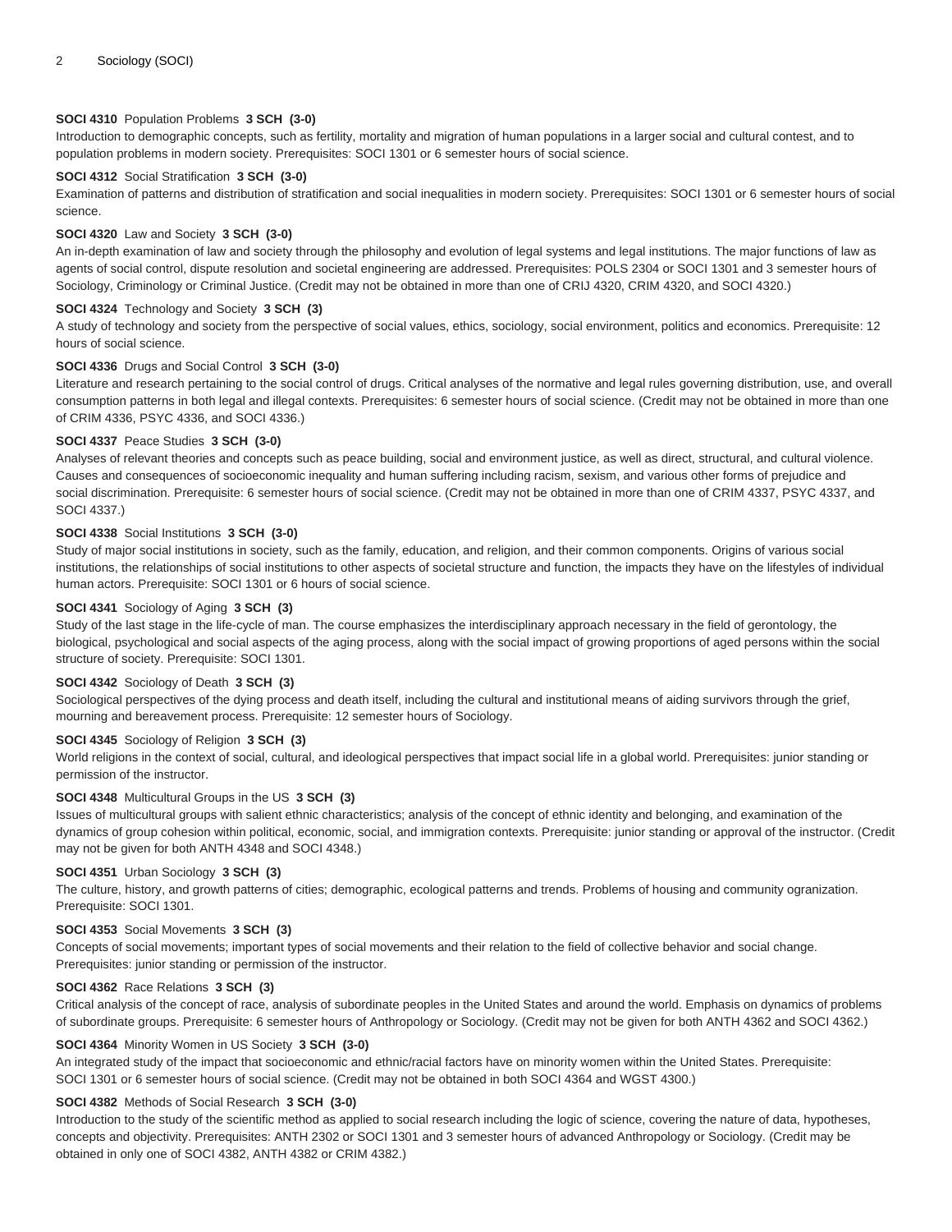**SOCI 4310** Population Problems **3 SCH (3-0)**
Introduction to demographic concepts, such as fertility, mortality and migration of human populations in a larger social and cultural contest, and to population problems in modern society. Prerequisites: SOCI 1301 or 6 semester hours of social science.

**SOCI 4312** Social Stratification **3 SCH (3-0)**
Examination of patterns and distribution of stratification and social inequalities in modern society. Prerequisites: SOCI 1301 or 6 semester hours of social science.

**SOCI 4320** Law and Society **3 SCH (3-0)**
An in-depth examination of law and society through the philosophy and evolution of legal systems and legal institutions. The major functions of law as agents of social control, dispute resolution and societal engineering are addressed. Prerequisites: POLS 2304 or SOCI 1301 and 3 semester hours of Sociology, Criminology or Criminal Justice. (Credit may not be obtained in more than one of CRIJ 4320, CRIM 4320, and SOCI 4320.)

**SOCI 4324** Technology and Society **3 SCH (3)**
A study of technology and society from the perspective of social values, ethics, sociology, social environment, politics and economics. Prerequisite: 12 hours of social science.

**SOCI 4336** Drugs and Social Control **3 SCH (3-0)**
Literature and research pertaining to the social control of drugs. Critical analyses of the normative and legal rules governing distribution, use, and overall consumption patterns in both legal and illegal contexts. Prerequisites: 6 semester hours of social science. (Credit may not be obtained in more than one of CRIM 4336, PSYC 4336, and SOCI 4336.)

**SOCI 4337** Peace Studies **3 SCH (3-0)**
Analyses of relevant theories and concepts such as peace building, social and environment justice, as well as direct, structural, and cultural violence. Causes and consequences of socioeconomic inequality and human suffering including racism, sexism, and various other forms of prejudice and social discrimination. Prerequisite: 6 semester hours of social science. (Credit may not be obtained in more than one of CRIM 4337, PSYC 4337, and SOCI 4337.)

**SOCI 4338** Social Institutions **3 SCH (3-0)**
Study of major social institutions in society, such as the family, education, and religion, and their common components. Origins of various social institutions, the relationships of social institutions to other aspects of societal structure and function, the impacts they have on the lifestyles of individual human actors. Prerequisite: SOCI 1301 or 6 hours of social science.

**SOCI 4341** Sociology of Aging **3 SCH (3)**
Study of the last stage in the life-cycle of man. The course emphasizes the interdisciplinary approach necessary in the field of gerontology, the biological, psychological and social aspects of the aging process, along with the social impact of growing proportions of aged persons within the social structure of society. Prerequisite: SOCI 1301.

**SOCI 4342** Sociology of Death **3 SCH (3)**
Sociological perspectives of the dying process and death itself, including the cultural and institutional means of aiding survivors through the grief, mourning and bereavement process. Prerequisite: 12 semester hours of Sociology.

**SOCI 4345** Sociology of Religion **3 SCH (3)**
World religions in the context of social, cultural, and ideological perspectives that impact social life in a global world. Prerequisites: junior standing or permission of the instructor.

**SOCI 4348** Multicultural Groups in the US **3 SCH (3)**
Issues of multicultural groups with salient ethnic characteristics; analysis of the concept of ethnic identity and belonging, and examination of the dynamics of group cohesion within political, economic, social, and immigration contexts. Prerequisite: junior standing or approval of the instructor. (Credit may not be given for both ANTH 4348 and SOCI 4348.)

**SOCI 4351** Urban Sociology **3 SCH (3)**
The culture, history, and growth patterns of cities; demographic, ecological patterns and trends. Problems of housing and community ogranization. Prerequisite: SOCI 1301.

**SOCI 4353** Social Movements **3 SCH (3)**
Concepts of social movements; important types of social movements and their relation to the field of collective behavior and social change. Prerequisites: junior standing or permission of the instructor.

**SOCI 4362** Race Relations **3 SCH (3)**
Critical analysis of the concept of race, analysis of subordinate peoples in the United States and around the world. Emphasis on dynamics of problems of subordinate groups. Prerequisite: 6 semester hours of Anthropology or Sociology. (Credit may not be given for both ANTH 4362 and SOCI 4362.)

**SOCI 4364** Minority Women in US Society **3 SCH (3-0)**
An integrated study of the impact that socioeconomic and ethnic/racial factors have on minority women within the United States. Prerequisite: SOCI 1301 or 6 semester hours of social science. (Credit may not be obtained in both SOCI 4364 and WGST 4300.)

**SOCI 4382** Methods of Social Research **3 SCH (3-0)**
Introduction to the study of the scientific method as applied to social research including the logic of science, covering the nature of data, hypotheses, concepts and objectivity. Prerequisites: ANTH 2302 or SOCI 1301 and 3 semester hours of advanced Anthropology or Sociology. (Credit may be obtained in only one of SOCI 4382, ANTH 4382 or CRIM 4382.)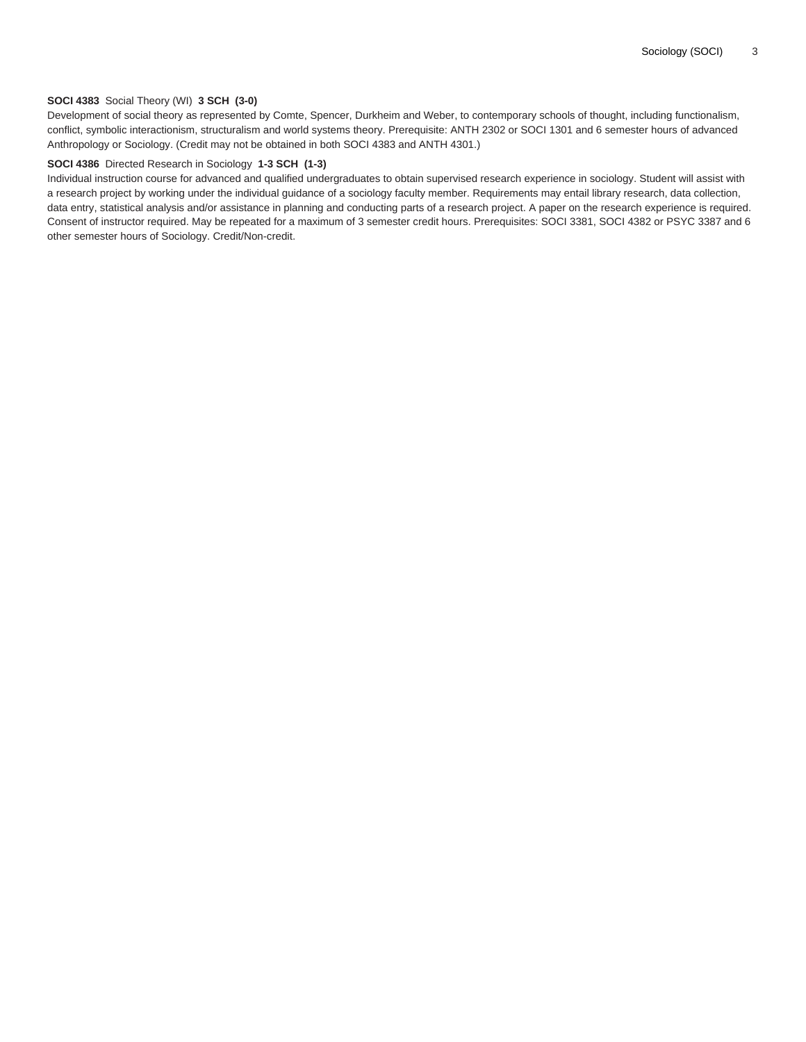**SOCI 4383** Social Theory (WI) **3 SCH (3-0)**
Development of social theory as represented by Comte, Spencer, Durkheim and Weber, to contemporary schools of thought, including functionalism, conflict, symbolic interactionism, structuralism and world systems theory. Prerequisite: ANTH 2302 or SOCI 1301 and 6 semester hours of advanced Anthropology or Sociology. (Credit may not be obtained in both SOCI 4383 and ANTH 4301.)

**SOCI 4386** Directed Research in Sociology **1-3 SCH (1-3)**
Individual instruction course for advanced and qualified undergraduates to obtain supervised research experience in sociology. Student will assist with a research project by working under the individual guidance of a sociology faculty member. Requirements may entail library research, data collection, data entry, statistical analysis and/or assistance in planning and conducting parts of a research project. A paper on the research experience is required. Consent of instructor required. May be repeated for a maximum of 3 semester credit hours. Prerequisites: SOCI 3381, SOCI 4382 or PSYC 3387 and 6 other semester hours of Sociology. Credit/Non-credit.